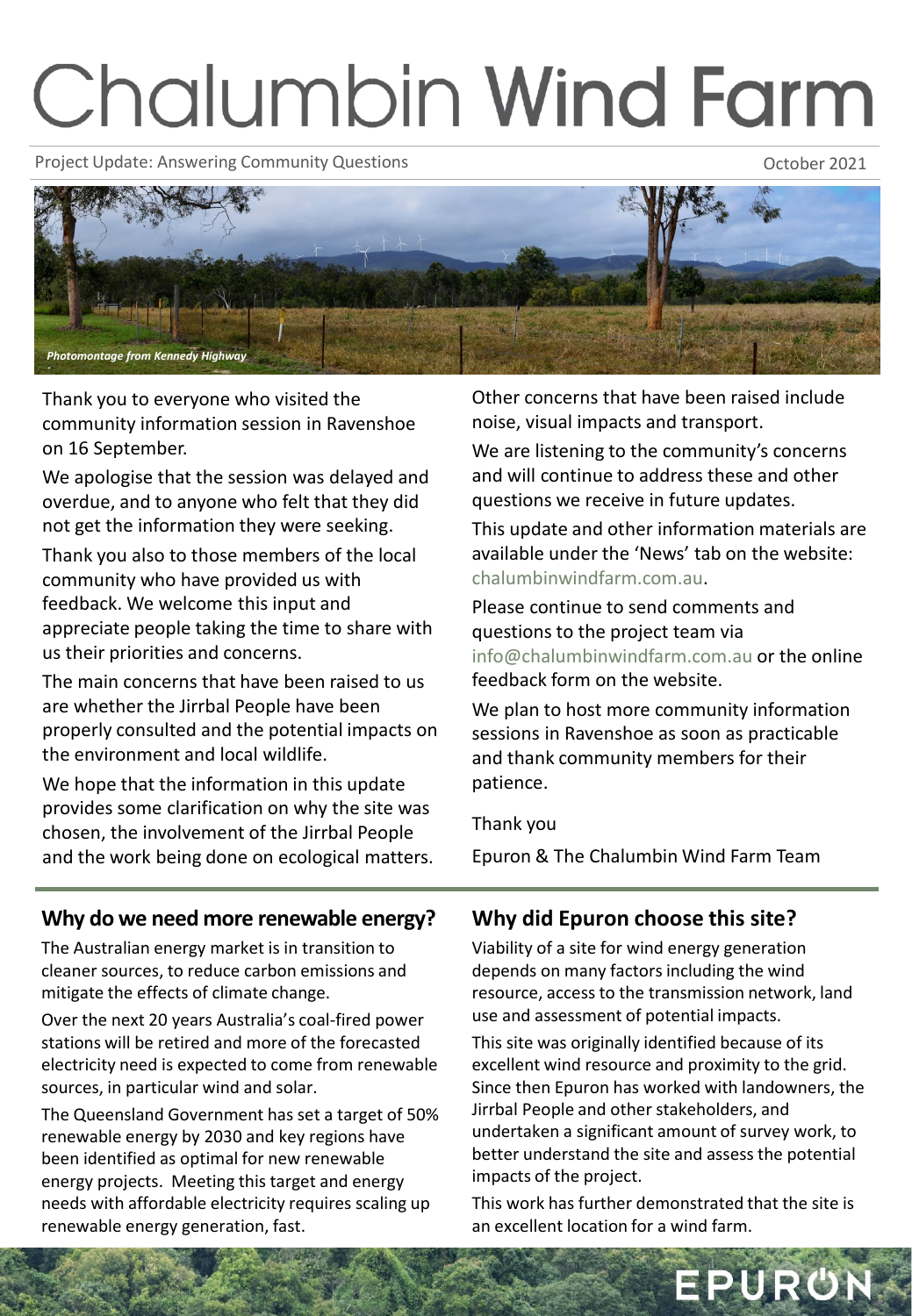# Chalumbin Wind Farm

Project Update: Answering Community Questions

October 2021

*Photomontage from Kennedy Highway*

Thank you to everyone who visited the community information session in Ravenshoe on 16 September.

We apologise that the session was delayed and overdue, and to anyone who felt that they did not get the information they were seeking.

Thank you also to those members of the local community who have provided us with feedback. We welcome this input and appreciate people taking the time to share with us their priorities and concerns.

The main concerns that have been raised to us are whether the Jirrbal People have been properly consulted and the potential impacts on the environment and local wildlife.

We hope that the information in this update provides some clarification on why the site was chosen, the involvement of the Jirrbal People and the work being done on ecological matters.

Other concerns that have been raised include noise, visual impacts and transport.

We are listening to the community's concerns and will continue to address these and other questions we receive in future updates.

This update and other information materials are available under the 'News' tab on the website: chalumbinwindfarm.com.au.

Please continue to send comments and questions to the project team via info@chalumbinwindfarm.com.au or the online feedback form on the website.

We plan to host more community information sessions in Ravenshoe as soon as practicable and thank community members for their patience.

Thank you

Epuron & The Chalumbin Wind Farm Team

## Why do we need more renewable energy?

The Australian energy market is in transition to cleaner sources, to reduce carbon emissions and mitigate the effects of climate change.

Over the next 20 years Australia's coal-fired power stations will be retired and more of the forecasted electricity need is expected to come from renewable sources, in particular wind and solar.

The Queensland Government has set a target of 50% renewable energy by 2030 and key regions have been identified as optimal for new renewable energy projects. Meeting this target and energy needs with affordable electricity requires scaling up renewable energy generation, fast.

## Why did Epuron choose this site?

Viability of a site for wind energy generation depends on many factors including the wind resource, access to the transmission network, land use and assessment of potential impacts.

This site was originally identified because of its excellent wind resource and proximity to the grid. Since then Epuron has worked with landowners, the Jirrbal People and other stakeholders, and undertaken a significant amount of survey work, to better understand the site and assess the potential impacts of the project.

This work has further demonstrated that the site is an excellent location for a wind farm.

EPURON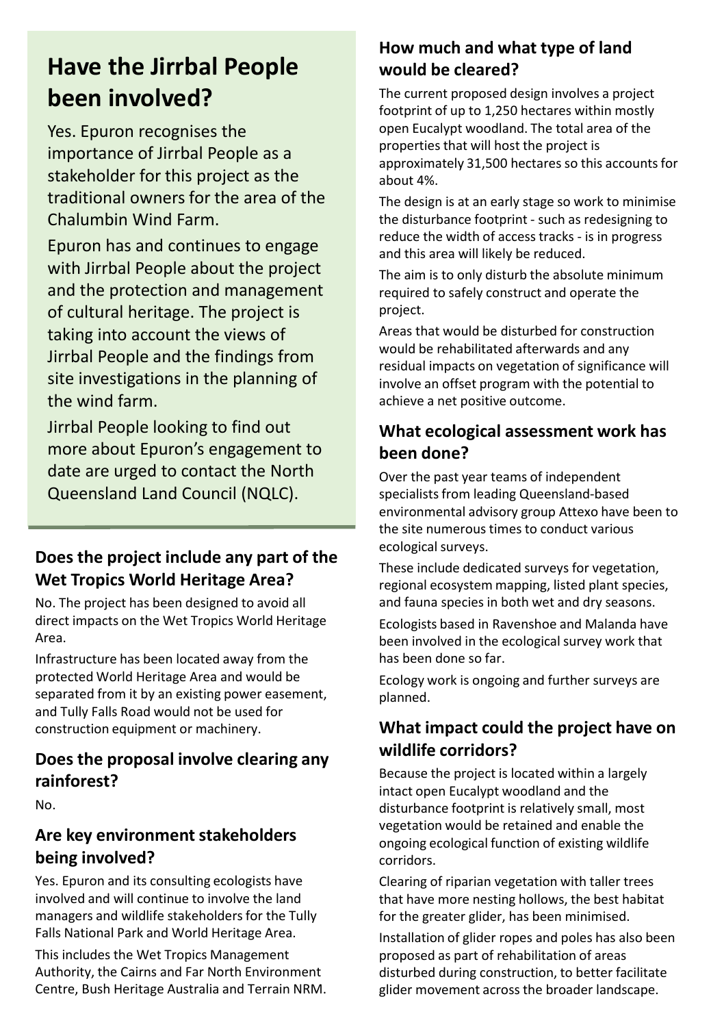## Have the Jirrbal People been involved?

Yes. Epuron recognises the importance of Jirrbal People as a stakeholder for this project as the traditional owners for the area of the Chalumbin Wind Farm.

Epuron has and continues to engage with Jirrbal People about the project and the protection and management of cultural heritage. The project is taking into account the views of Jirrbal People and the findings from site investigations in the planning of the wind farm.

Jirrbal People looking to find out more about Epuron's engagement to date are urged to contact the North Queensland Land Council (NQLC).

### Does the project include any part of the Wet Tropics World Heritage Area?

No. The project has been designed to avoid all direct impacts on the Wet Tropics World Heritage Area.

Infrastructure has been located away from the protected World Heritage Area and would be separated from it by an existing power easement, and Tully Falls Road would not be used for construction equipment or machinery.

### Does the proposal involve clearing any rainforest?

No.

### Are key environment stakeholders being involved?

Yes. Epuron and its consulting ecologists have involved and will continue to involve the land managers and wildlife stakeholders for the Tully Falls National Park and World Heritage Area.

This includes the Wet Tropics Management Authority, the Cairns and Far North Environment Centre, Bush Heritage Australia and Terrain NRM.

### How much and what type of land would be cleared?

The current proposed design involves a project footprint of up to 1,250 hectares within mostly open Eucalypt woodland. The total area of the properties that will host the project is approximately 31,500 hectares so this accounts for about 4%.

The design is at an early stage so work to minimise the disturbance footprint - such as redesigning to reduce the width of access tracks - is in progress and this area will likely be reduced.

The aim is to only disturb the absolute minimum required to safely construct and operate the project.

Areas that would be disturbed for construction would be rehabilitated afterwards and any residual impacts on vegetation of significance will involve an offset program with the potential to achieve a net positive outcome.

### What ecological assessment work has been done?

Over the past year teams of independent specialists from leading Queensland-based environmental advisory group Attexo have been to the site numerous times to conduct various ecological surveys.

These include dedicated surveys for vegetation, regional ecosystem mapping, listed plant species, and fauna species in both wet and dry seasons.

Ecologists based in Ravenshoe and Malanda have been involved in the ecological survey work that has been done so far.

Ecology work is ongoing and further surveys are planned.

### What impact could the project have on wildlife corridors?

Because the project is located within a largely intact open Eucalypt woodland and the disturbance footprint is relatively small, most vegetation would be retained and enable the ongoing ecological function of existing wildlife corridors.

Clearing of riparian vegetation with taller trees that have more nesting hollows, the best habitat for the greater glider, has been minimised.

Installation of glider ropes and poles has also been proposed as part of rehabilitation of areas disturbed during construction, to better facilitate glider movement across the broader landscape.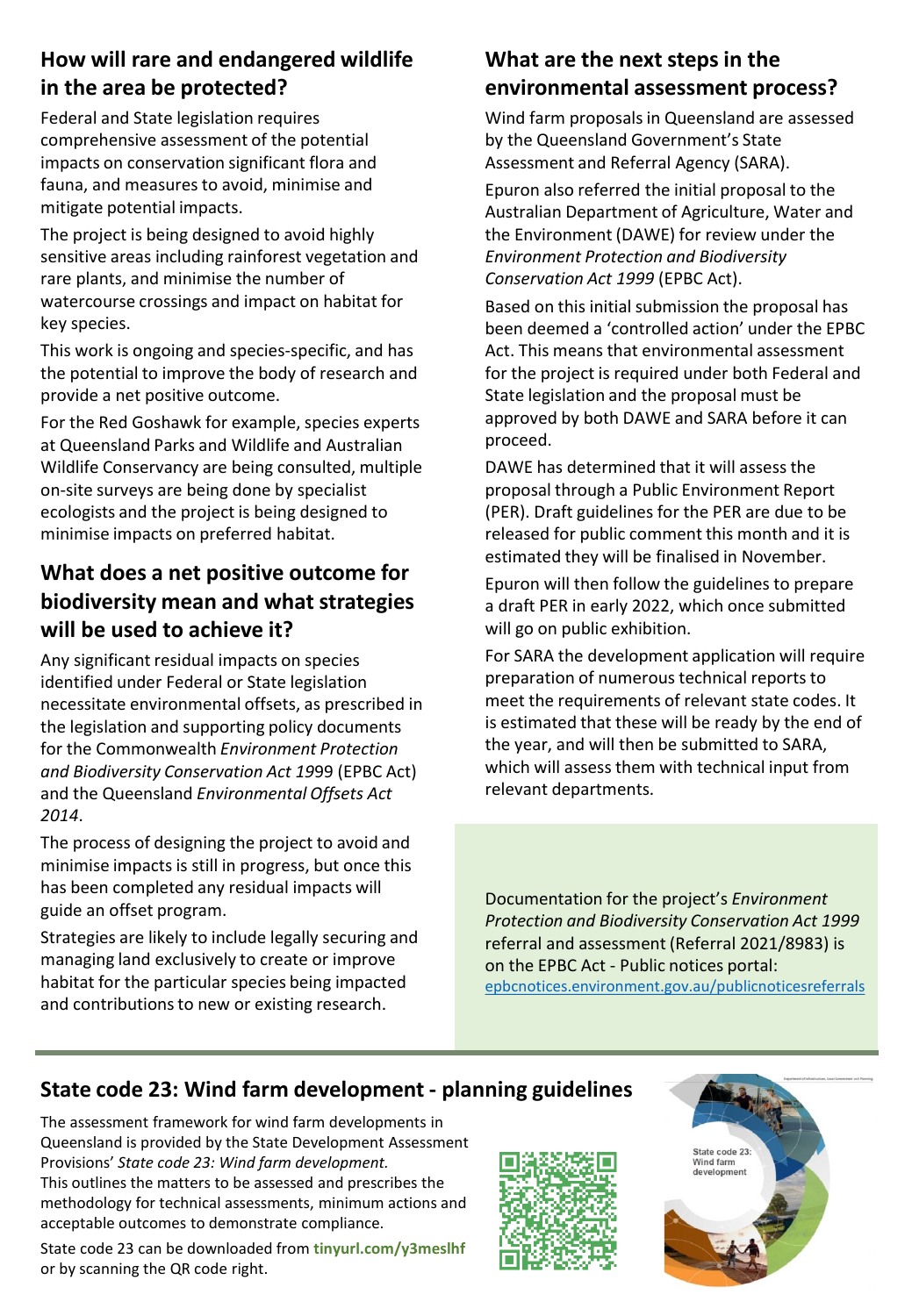## How will rare and endangered wildlife in the area be protected?

Federal and State legislation requires comprehensive assessment of the potential impacts on conservation significant flora and fauna, and measures to avoid, minimise and mitigate potential impacts.

The project is being designed to avoid highly sensitive areas including rainforest vegetation and rare plants, and minimise the number of watercourse crossings and impact on habitat for key species.

This work is ongoing and species-specific, and has the potential to improve the body of research and provide a net positive outcome.

For the Red Goshawk for example, species experts at Queensland Parks and Wildlife and Australian Wildlife Conservancy are being consulted, multiple on-site surveys are being done by specialist ecologists and the project is being designed to minimise impacts on preferred habitat.

## What does a net positive outcome for biodiversity mean and what strategies will be used to achieve it?

Any significant residual impacts on species identified under Federal or State legislation necessitate environmental offsets, as prescribed in the legislation and supporting policy documents for the Commonwealth *Environment Protection and Biodiversity Conservation Act 19*99 (EPBC Act) and the Queensland *Environmental Offsets Act 2014*.

The process of designing the project to avoid and minimise impacts is still in progress, but once this has been completed any residual impacts will guide an offset program.

Strategies are likely to include legally securing and managing land exclusively to create or improve habitat for the particular species being impacted and contributions to new or existing research.

## What are the next steps in the environmental assessment process?

Wind farm proposals in Queensland are assessed by the Queensland Government's State Assessment and Referral Agency (SARA).

Epuron also referred the initial proposal to the Australian Department of Agriculture, Water and the Environment (DAWE) for review under the *Environment Protection and Biodiversity Conservation Act 1999* (EPBC Act).

Based on this initial submission the proposal has been deemed a 'controlled action' under the EPBC Act. This means that environmental assessment for the project is required under both Federal and State legislation and the proposal must be approved by both DAWE and SARA before it can proceed.

DAWE has determined that it will assess the proposal through a Public Environment Report (PER). Draft guidelines for the PER are due to be released for public comment this month and it is estimated they will be finalised in November.

Epuron will then follow the guidelines to prepare a draft PER in early 2022, which once submitted will go on public exhibition.

For SARA the development application will require preparation of numerous technical reports to meet the requirements of relevant state codes. It is estimated that these will be ready by the end of the year, and will then be submitted to SARA, which will assess them with technical input from relevant departments.

Documentation for the project's *Environment Protection and Biodiversity Conservation Act 1999* referral and assessment (Referral 2021/8983) is on the EPBC Act - Public notices portal: epbcnotices.environment.gov.au/publicnoticesreferrals

## State code 23: Wind farm development - planning guidelines

The assessment framework for wind farm developments in Queensland is provided by the State Development Assessment Provisions' *State code 23: Wind farm development.* This outlines the matters to be assessed and prescribes the methodology for technical assessments, minimum actions and acceptable outcomes to demonstrate compliance.

State code 23 can be downloaded from **tinyurl.com/y3meslhf** or by scanning the QR code right.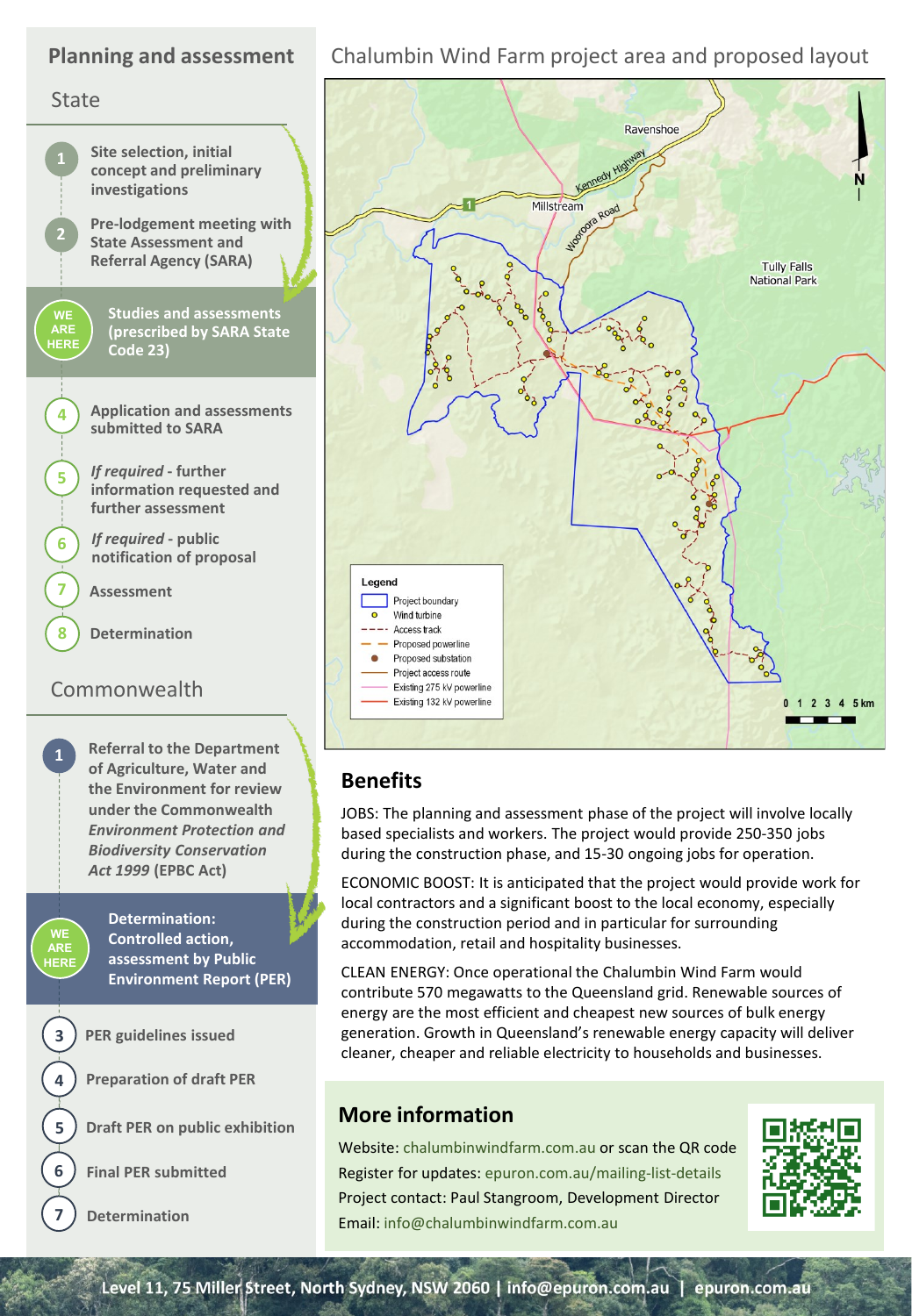## Planning and assessment

### State

1. Site selection, initial concept and preliminary investigations
2. Pre-lodgement meeting with State Assessment and Referral Agency (SARA)

**WE ARE HERE** — Studies and assessments (prescribed by SARA State Code 23)

4. Application and assessments submitted to SARA
5. *If required* - further information requested and further assessment
6. *If required* - public notification of proposal
7. Assessment
8. Determination

### Commonwealth

1. Referral to the Department of Agriculture, Water and the Environment for review under the Commonwealth *Environment Protection and Biodiversity Conservation Act 1999* (EPBC Act)

**WE ARE HERE** — Determination: Controlled action, assessment by Public Environment Report (PER)

3. PER guidelines issued
4. Preparation of draft PER
5. Draft PER on public exhibition
6. Final PER submitted
7. Determination

## Chalumbin Wind Farm project area and proposed layout

Ravenshoe
Kennedy Highway
Millstream
Wooroora Road
Tully Falls National Park
N
0 1 2 3 4 5 km

Legend
Project boundary
Wind turbine
Access track
Proposed powerline
Proposed substation
Project access route
Existing 275 kV powerline
Existing 132 kV powerline

## Benefits

JOBS: The planning and assessment phase of the project will involve locally based specialists and workers. The project would provide 250-350 jobs during the construction phase, and 15-30 ongoing jobs for operation.

ECONOMIC BOOST: It is anticipated that the project would provide work for local contractors and a significant boost to the local economy, especially during the construction period and in particular for surrounding accommodation, retail and hospitality businesses.

CLEAN ENERGY: Once operational the Chalumbin Wind Farm would contribute 570 megawatts to the Queensland grid. Renewable sources of energy are the most efficient and cheapest new sources of bulk energy generation. Growth in Queensland's renewable energy capacity will deliver cleaner, cheaper and reliable electricity to households and businesses.

## More information

Website: chalumbinwindfarm.com.au or scan the QR code
Register for updates: epuron.com.au/mailing-list-details
Project contact: Paul Stangroom, Development Director
Email: info@chalumbinwindfarm.com.au

Level 11, 75 Miller Street, North Sydney, NSW 2060 | info@epuron.com.au | epuron.com.au